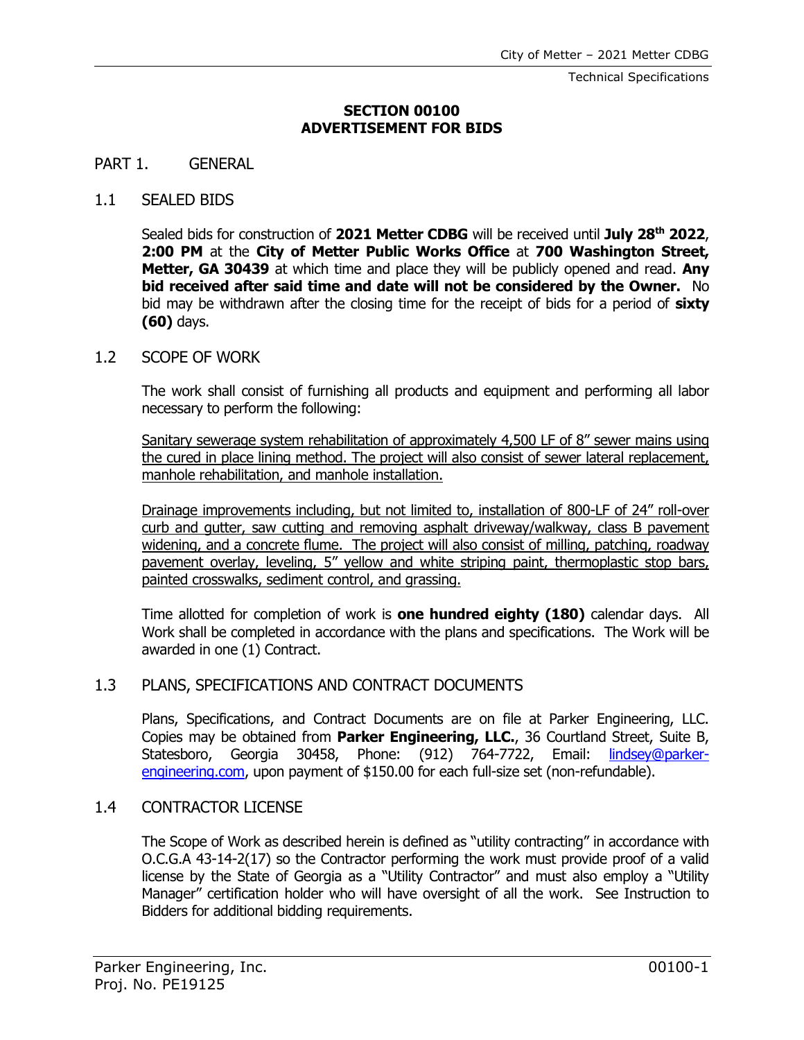# SECTION 00100
# ADVERTISEMENT FOR BIDS

## PART 1. GENERAL

### 1.1 SEALED BIDS

Sealed bids for construction of **2021 Metter CDBG** will be received until **July 28th 2022**, **2:00 PM** at the **City of Metter Public Works Office** at **700 Washington Street, Metter, GA 30439** at which time and place they will be publicly opened and read. **Any bid received after said time and date will not be considered by the Owner.** No bid may be withdrawn after the closing time for the receipt of bids for a period of **sixty (60)** days.

### 1.2 SCOPE OF WORK

The work shall consist of furnishing all products and equipment and performing all labor necessary to perform the following:

<u>Sanitary sewerage system rehabilitation of approximately 4,500 LF of 8" sewer mains using the cured in place lining method. The project will also consist of sewer lateral replacement, manhole rehabilitation, and manhole installation.</u>

<u>Drainage improvements including, but not limited to, installation of 800-LF of 24" roll-over curb and gutter, saw cutting and removing asphalt driveway/walkway, class B pavement widening, and a concrete flume. The project will also consist of milling, patching, roadway pavement overlay, leveling, 5" yellow and white striping paint, thermoplastic stop bars, painted crosswalks, sediment control, and grassing.</u>

Time allotted for completion of work is **one hundred eighty (180)** calendar days. All Work shall be completed in accordance with the plans and specifications. The Work will be awarded in one (1) Contract.

### 1.3 PLANS, SPECIFICATIONS AND CONTRACT DOCUMENTS

Plans, Specifications, and Contract Documents are on file at Parker Engineering, LLC. Copies may be obtained from **Parker Engineering, LLC.**, 36 Courtland Street, Suite B, Statesboro, Georgia 30458, Phone: (912) 764-7722, Email: [lindsey@parker-engineering.com](mailto:lindsey@parker-engineering.com), upon payment of $150.00 for each full-size set (non-refundable).

### 1.4 CONTRACTOR LICENSE

The Scope of Work as described herein is defined as "utility contracting" in accordance with O.C.G.A 43-14-2(17) so the Contractor performing the work must provide proof of a valid license by the State of Georgia as a "Utility Contractor" and must also employ a "Utility Manager" certification holder who will have oversight of all the work. See Instruction to Bidders for additional bidding requirements.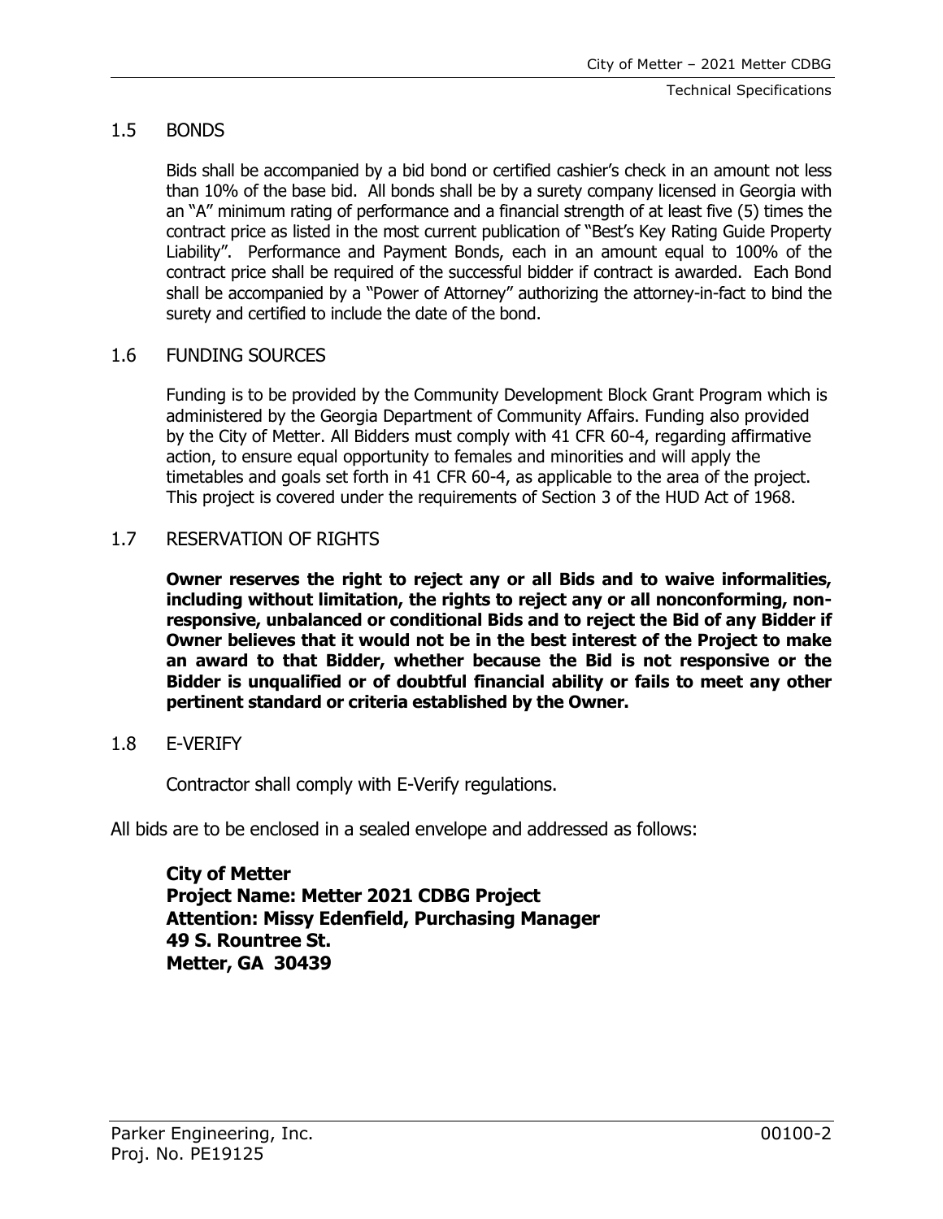## 1.5 BONDS

Bids shall be accompanied by a bid bond or certified cashier's check in an amount not less than 10% of the base bid. All bonds shall be by a surety company licensed in Georgia with an "A" minimum rating of performance and a financial strength of at least five (5) times the contract price as listed in the most current publication of "Best's Key Rating Guide Property Liability". Performance and Payment Bonds, each in an amount equal to 100% of the contract price shall be required of the successful bidder if contract is awarded. Each Bond shall be accompanied by a "Power of Attorney" authorizing the attorney-in-fact to bind the surety and certified to include the date of the bond.

## 1.6 FUNDING SOURCES

Funding is to be provided by the Community Development Block Grant Program which is administered by the Georgia Department of Community Affairs. Funding also provided by the City of Metter. All Bidders must comply with 41 CFR 60-4, regarding affirmative action, to ensure equal opportunity to females and minorities and will apply the timetables and goals set forth in 41 CFR 60-4, as applicable to the area of the project. This project is covered under the requirements of Section 3 of the HUD Act of 1968.

## 1.7 RESERVATION OF RIGHTS

**Owner reserves the right to reject any or all Bids and to waive informalities, including without limitation, the rights to reject any or all nonconforming, non-responsive, unbalanced or conditional Bids and to reject the Bid of any Bidder if Owner believes that it would not be in the best interest of the Project to make an award to that Bidder, whether because the Bid is not responsive or the Bidder is unqualified or of doubtful financial ability or fails to meet any other pertinent standard or criteria established by the Owner.**

## 1.8 E-VERIFY

Contractor shall comply with E-Verify regulations.

All bids are to be enclosed in a sealed envelope and addressed as follows:

**City of Metter**
**Project Name: Metter 2021 CDBG Project**
**Attention: Missy Edenfield, Purchasing Manager**
**49 S. Rountree St.**
**Metter, GA 30439**